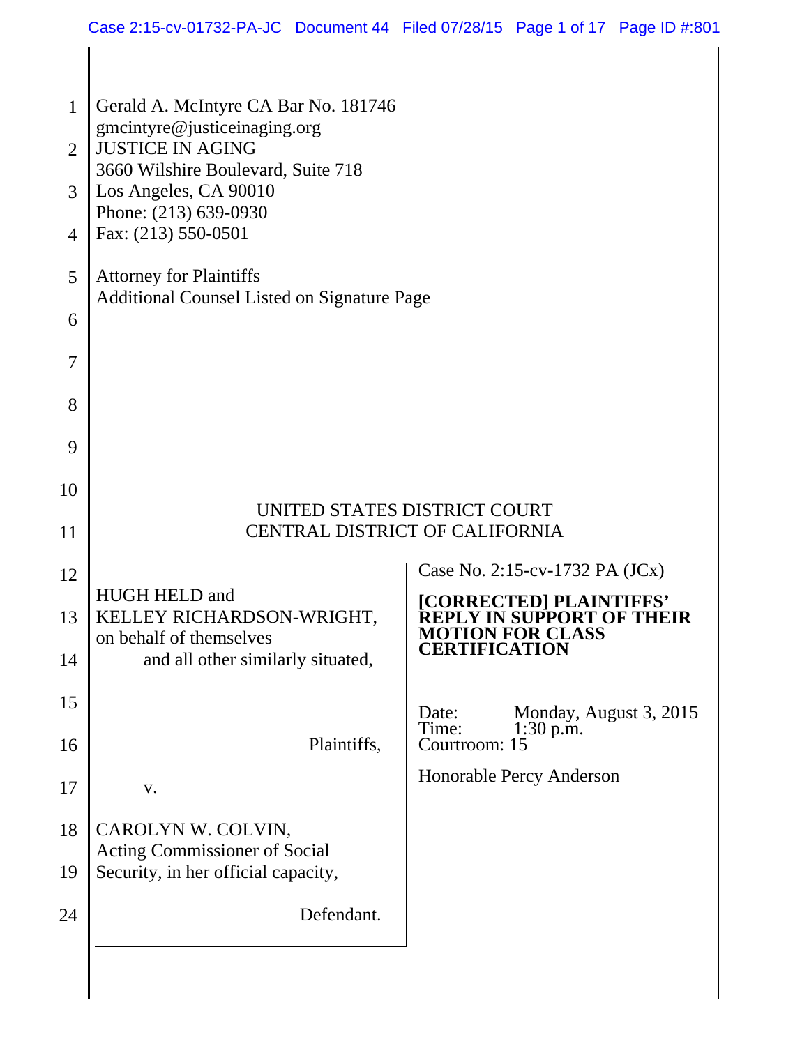Gerald A. McIntyre CA Bar No. 181746
gmcintyre@justiceinaging.org
JUSTICE IN AGING
3660 Wilshire Boulevard, Suite 718
Los Angeles, CA 90010
Phone: (213) 639-0930
Fax: (213) 550-0501

Attorney for Plaintiffs
Additional Counsel Listed on Signature Page

UNITED STATES DISTRICT COURT
CENTRAL DISTRICT OF CALIFORNIA

HUGH HELD and
KELLEY RICHARDSON-WRIGHT,
on behalf of themselves
and all other similarly situated,

Plaintiffs,

v.

CAROLYN W. COLVIN,
Acting Commissioner of Social
Security, in her official capacity,

Defendant.

Case No. 2:15-cv-1732 PA (JCx)

**[CORRECTED] PLAINTIFFS' REPLY IN SUPPORT OF THEIR MOTION FOR CLASS CERTIFICATION**

Date: Monday, August 3, 2015
Time: 1:30 p.m.
Courtroom: 15

Honorable Percy Anderson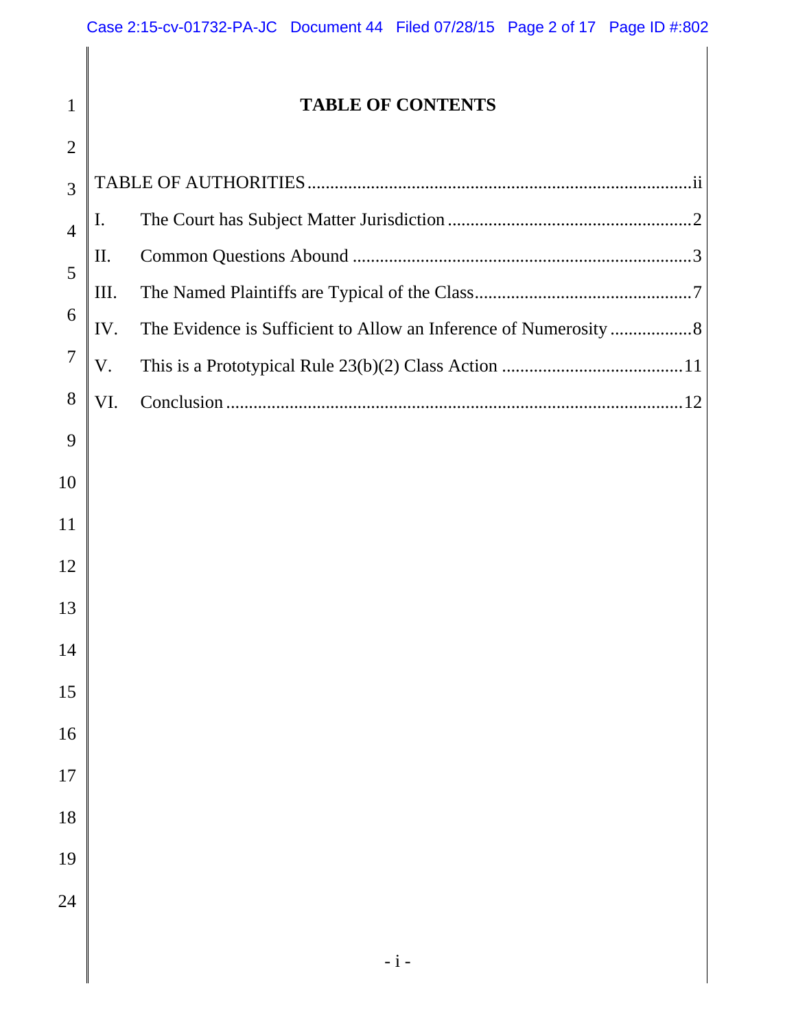# TABLE OF CONTENTS

TABLE OF AUTHORITIES ............................................................................... ii

I. The Court has Subject Matter Jurisdiction ................................................... 2

II. Common Questions Abound ........................................................................ 3

III. The Named Plaintiffs are Typical of the Class............................................ 7

IV. The Evidence is Sufficient to Allow an Inference of Numerosity ................. 8

V. This is a Prototypical Rule 23(b)(2) Class Action ....................................... 11

VI. Conclusion .................................................................................................. 12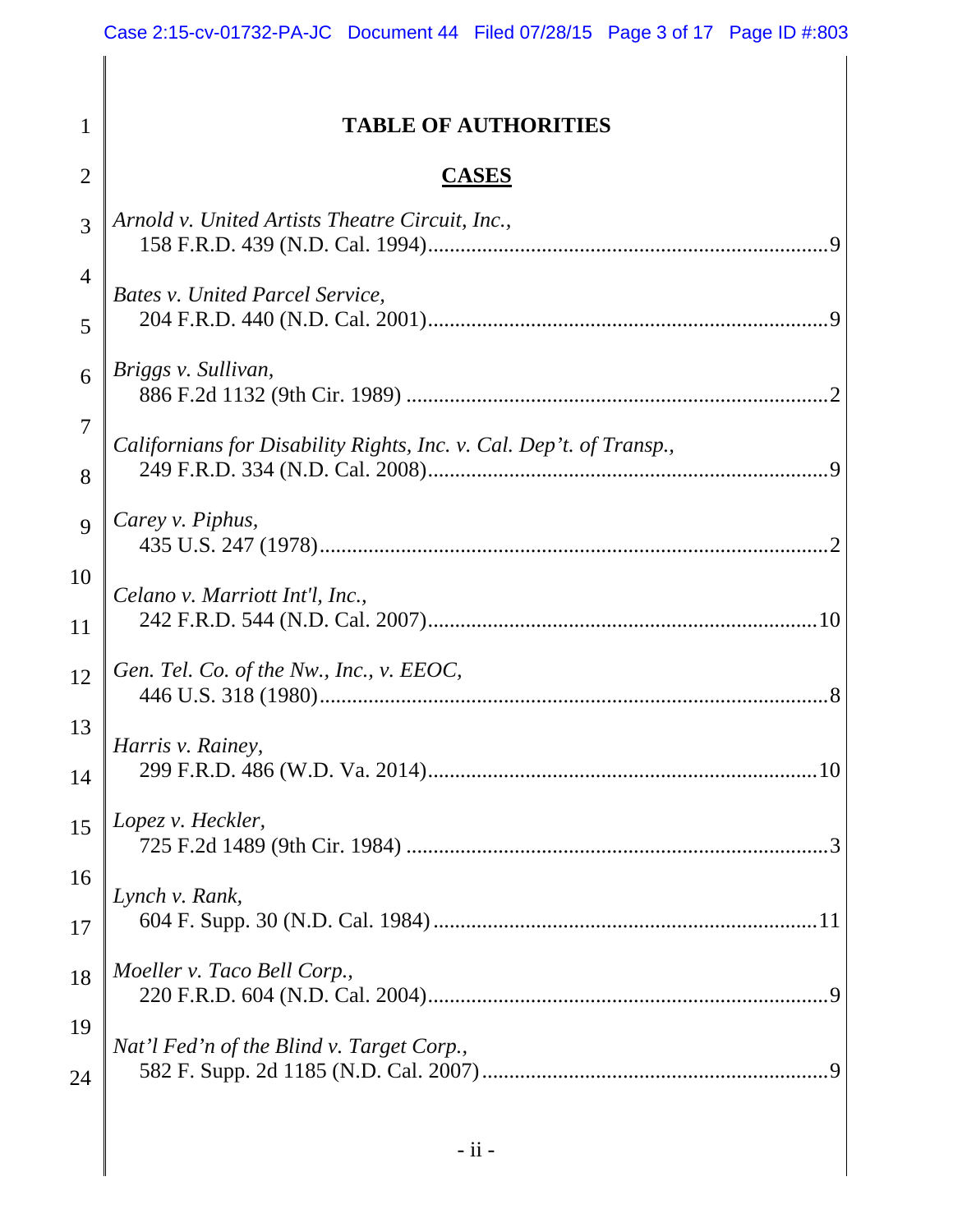# TABLE OF AUTHORITIES

## CASES

*Arnold v. United Artists Theatre Circuit, Inc.*,
158 F.R.D. 439 (N.D. Cal. 1994) .......... 9

*Bates v. United Parcel Service*,
204 F.R.D. 440 (N.D. Cal. 2001) .......... 9

*Briggs v. Sullivan*,
886 F.2d 1132 (9th Cir. 1989) .......... 2

*Californians for Disability Rights, Inc. v. Cal. Dep't. of Transp.*,
249 F.R.D. 334 (N.D. Cal. 2008) .......... 9

*Carey v. Piphus*,
435 U.S. 247 (1978) .......... 2

*Celano v. Marriott Int'l, Inc.*,
242 F.R.D. 544 (N.D. Cal. 2007) .......... 10

*Gen. Tel. Co. of the Nw., Inc., v. EEOC*,
446 U.S. 318 (1980) .......... 8

*Harris v. Rainey*,
299 F.R.D. 486 (W.D. Va. 2014) .......... 10

*Lopez v. Heckler*,
725 F.2d 1489 (9th Cir. 1984) .......... 3

*Lynch v. Rank*,
604 F. Supp. 30 (N.D. Cal. 1984) .......... 11

*Moeller v. Taco Bell Corp.*,
220 F.R.D. 604 (N.D. Cal. 2004) .......... 9

*Nat'l Fed'n of the Blind v. Target Corp.*,
582 F. Supp. 2d 1185 (N.D. Cal. 2007) .......... 9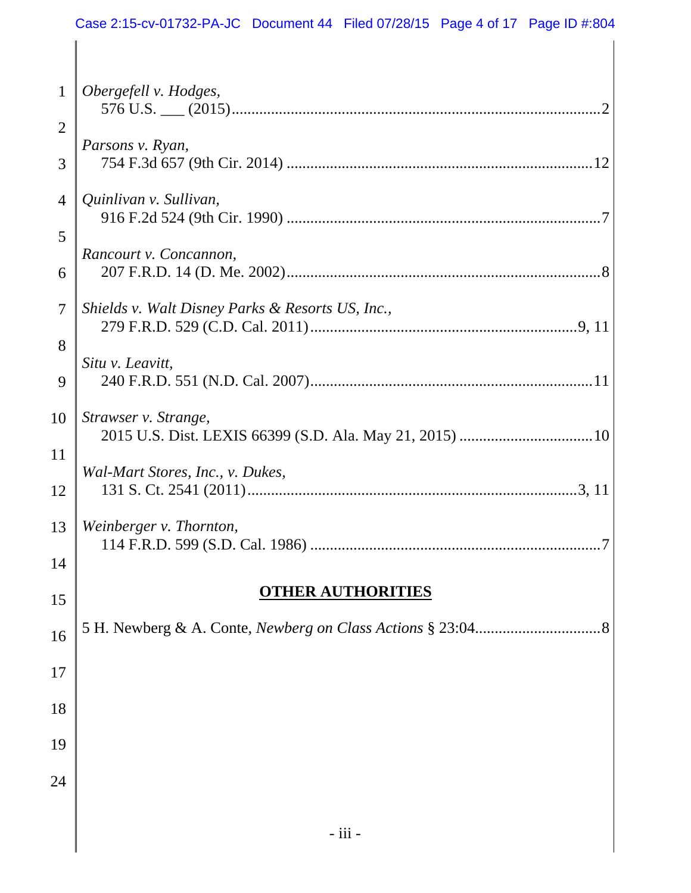*Obergefell v. Hodges*,
576 U.S. ___ (2015) ........................................................................................ 2

*Parsons v. Ryan*,
754 F.3d 657 (9th Cir. 2014) ........................................................................ 12

*Quinlivan v. Sullivan*,
916 F.2d 524 (9th Cir. 1990) .......................................................................... 7

*Rancourt v. Concannon*,
207 F.R.D. 14 (D. Me. 2002) .......................................................................... 8

*Shields v. Walt Disney Parks & Resorts US, Inc.*,
279 F.R.D. 529 (C.D. Cal. 2011) ................................................................ 9, 11

*Situ v. Leavitt*,
240 F.R.D. 551 (N.D. Cal. 2007) .................................................................... 11

*Strawser v. Strange*,
2015 U.S. Dist. LEXIS 66399 (S.D. Ala. May 21, 2015) ................................ 10

*Wal-Mart Stores, Inc., v. Dukes*,
131 S. Ct. 2541 (2011) ................................................................................ 3, 11

*Weinberger v. Thornton*,
114 F.R.D. 599 (S.D. Cal. 1986) ...................................................................... 7

## OTHER AUTHORITIES

5 H. Newberg & A. Conte, *Newberg on Class Actions* § 23:04 ................................ 8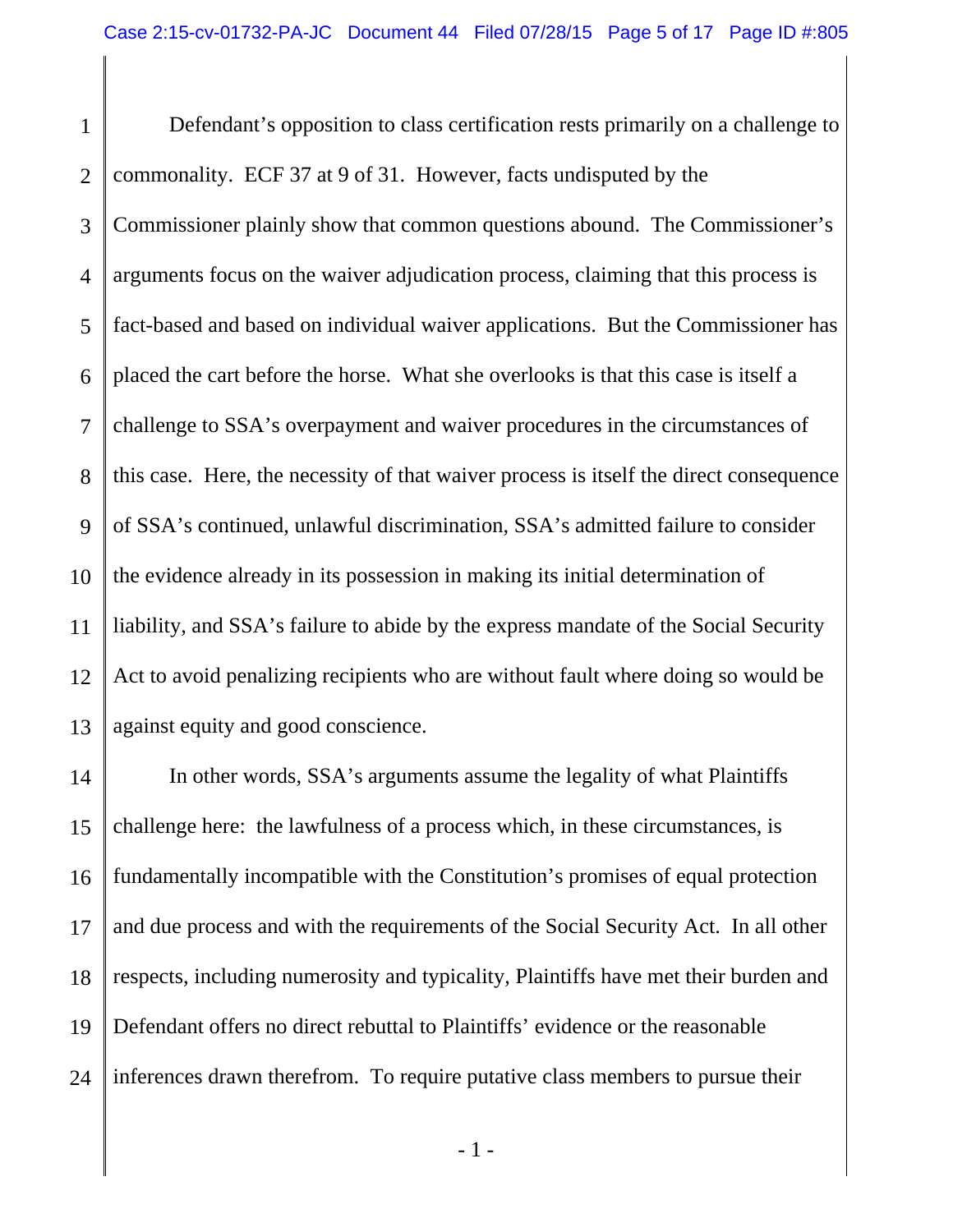Defendant's opposition to class certification rests primarily on a challenge to commonality. ECF 37 at 9 of 31. However, facts undisputed by the Commissioner plainly show that common questions abound. The Commissioner's arguments focus on the waiver adjudication process, claiming that this process is fact-based and based on individual waiver applications. But the Commissioner has placed the cart before the horse. What she overlooks is that this case is itself a challenge to SSA's overpayment and waiver procedures in the circumstances of this case. Here, the necessity of that waiver process is itself the direct consequence of SSA's continued, unlawful discrimination, SSA's admitted failure to consider the evidence already in its possession in making its initial determination of liability, and SSA's failure to abide by the express mandate of the Social Security Act to avoid penalizing recipients who are without fault where doing so would be against equity and good conscience.

In other words, SSA's arguments assume the legality of what Plaintiffs challenge here: the lawfulness of a process which, in these circumstances, is fundamentally incompatible with the Constitution's promises of equal protection and due process and with the requirements of the Social Security Act. In all other respects, including numerosity and typicality, Plaintiffs have met their burden and Defendant offers no direct rebuttal to Plaintiffs' evidence or the reasonable inferences drawn therefrom. To require putative class members to pursue their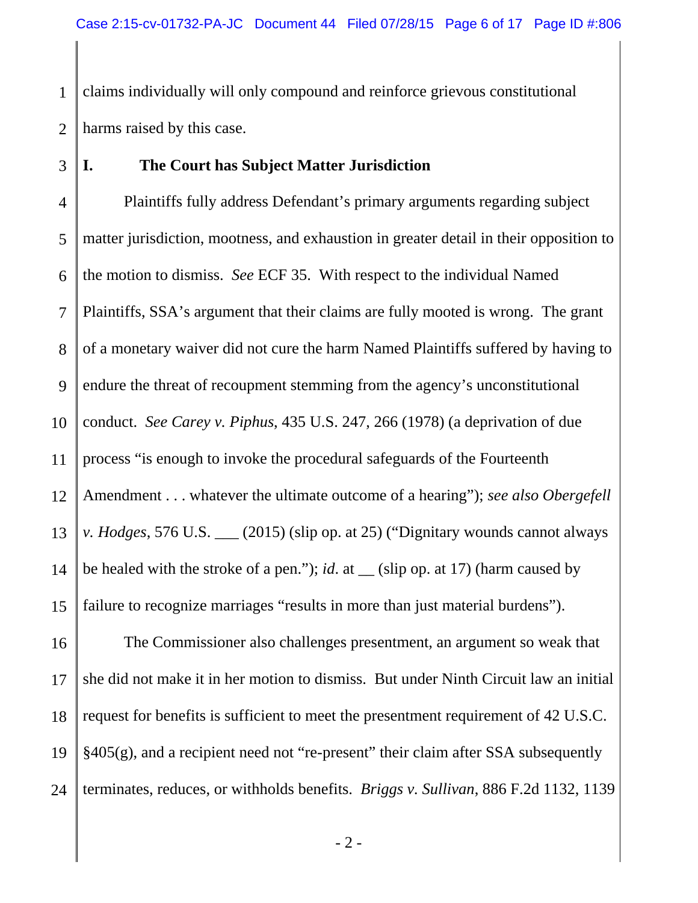claims individually will only compound and reinforce grievous constitutional harms raised by this case.

## I. The Court has Subject Matter Jurisdiction

Plaintiffs fully address Defendant's primary arguments regarding subject matter jurisdiction, mootness, and exhaustion in greater detail in their opposition to the motion to dismiss. *See* ECF 35. With respect to the individual Named Plaintiffs, SSA's argument that their claims are fully mooted is wrong. The grant of a monetary waiver did not cure the harm Named Plaintiffs suffered by having to endure the threat of recoupment stemming from the agency's unconstitutional conduct. *See Carey v. Piphus*, 435 U.S. 247, 266 (1978) (a deprivation of due process "is enough to invoke the procedural safeguards of the Fourteenth Amendment . . . whatever the ultimate outcome of a hearing"); *see also Obergefell v. Hodges*, 576 U.S. ___ (2015) (slip op. at 25) ("Dignitary wounds cannot always be healed with the stroke of a pen."); *id*. at __ (slip op. at 17) (harm caused by failure to recognize marriages "results in more than just material burdens").

The Commissioner also challenges presentment, an argument so weak that she did not make it in her motion to dismiss. But under Ninth Circuit law an initial request for benefits is sufficient to meet the presentment requirement of 42 U.S.C. §405(g), and a recipient need not "re-present" their claim after SSA subsequently terminates, reduces, or withholds benefits. *Briggs v. Sullivan*, 886 F.2d 1132, 1139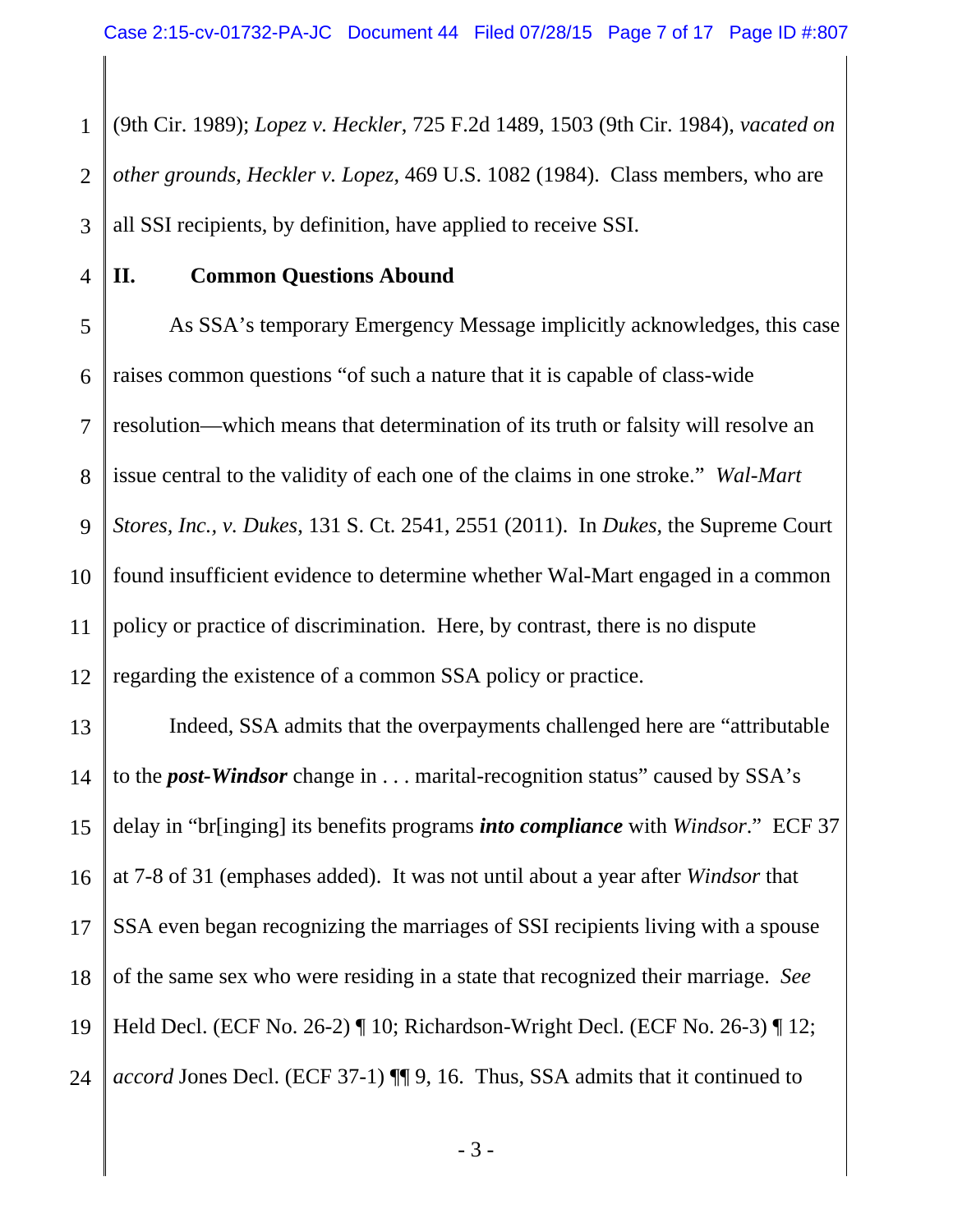(9th Cir. 1989); *Lopez v. Heckler*, 725 F.2d 1489, 1503 (9th Cir. 1984), *vacated on other grounds*, *Heckler v. Lopez*, 469 U.S. 1082 (1984). Class members, who are all SSI recipients, by definition, have applied to receive SSI.

## II. Common Questions Abound

As SSA's temporary Emergency Message implicitly acknowledges, this case raises common questions "of such a nature that it is capable of class-wide resolution—which means that determination of its truth or falsity will resolve an issue central to the validity of each one of the claims in one stroke." *Wal-Mart Stores, Inc., v. Dukes*, 131 S. Ct. 2541, 2551 (2011). In *Dukes*, the Supreme Court found insufficient evidence to determine whether Wal-Mart engaged in a common policy or practice of discrimination. Here, by contrast, there is no dispute regarding the existence of a common SSA policy or practice.

Indeed, SSA admits that the overpayments challenged here are "attributable to the ***post-Windsor*** change in . . . marital-recognition status" caused by SSA's delay in "br[inging] its benefits programs ***into compliance*** with *Windsor*." ECF 37 at 7-8 of 31 (emphases added). It was not until about a year after *Windsor* that SSA even began recognizing the marriages of SSI recipients living with a spouse of the same sex who were residing in a state that recognized their marriage. *See* Held Decl. (ECF No. 26-2) ¶ 10; Richardson-Wright Decl. (ECF No. 26-3) ¶ 12; *accord* Jones Decl. (ECF 37-1) ¶¶ 9, 16. Thus, SSA admits that it continued to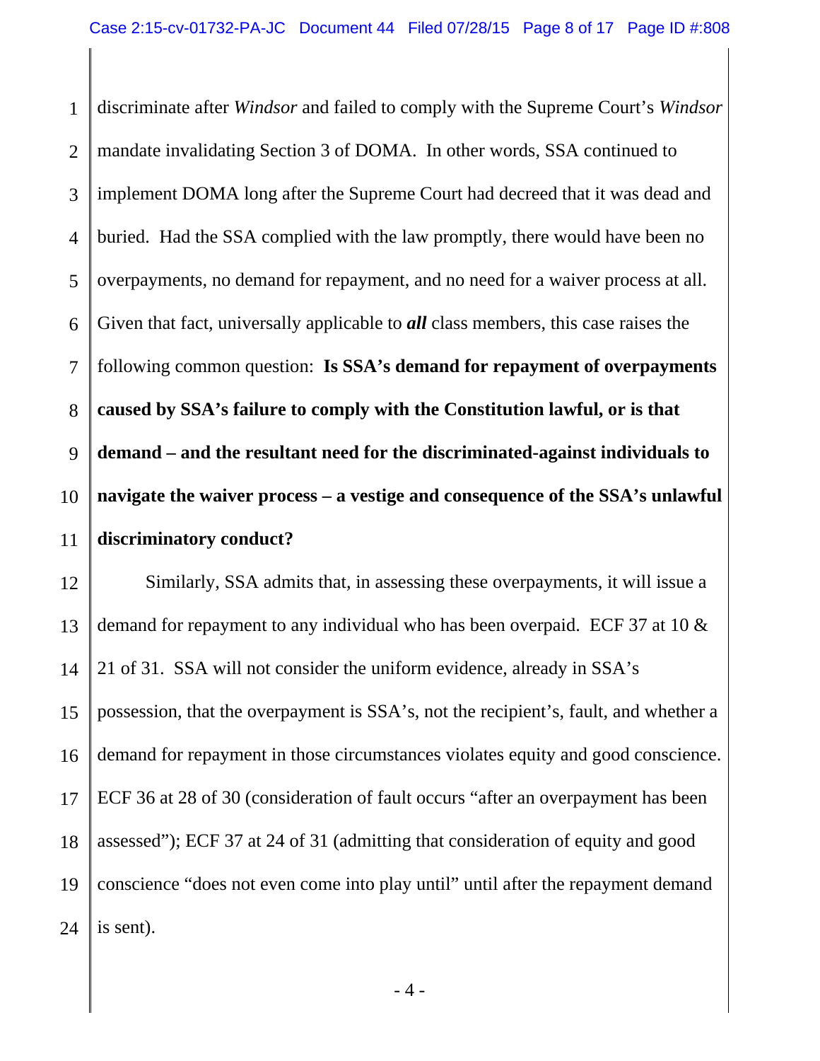discriminate after *Windsor* and failed to comply with the Supreme Court's *Windsor* mandate invalidating Section 3 of DOMA. In other words, SSA continued to implement DOMA long after the Supreme Court had decreed that it was dead and buried. Had the SSA complied with the law promptly, there would have been no overpayments, no demand for repayment, and no need for a waiver process at all. Given that fact, universally applicable to ***all*** class members, this case raises the following common question: **Is SSA's demand for repayment of overpayments caused by SSA's failure to comply with the Constitution lawful, or is that demand – and the resultant need for the discriminated-against individuals to navigate the waiver process – a vestige and consequence of the SSA's unlawful discriminatory conduct?**

Similarly, SSA admits that, in assessing these overpayments, it will issue a demand for repayment to any individual who has been overpaid. ECF 37 at 10 & 21 of 31. SSA will not consider the uniform evidence, already in SSA's possession, that the overpayment is SSA's, not the recipient's, fault, and whether a demand for repayment in those circumstances violates equity and good conscience. ECF 36 at 28 of 30 (consideration of fault occurs "after an overpayment has been assessed"); ECF 37 at 24 of 31 (admitting that consideration of equity and good conscience "does not even come into play until" until after the repayment demand is sent).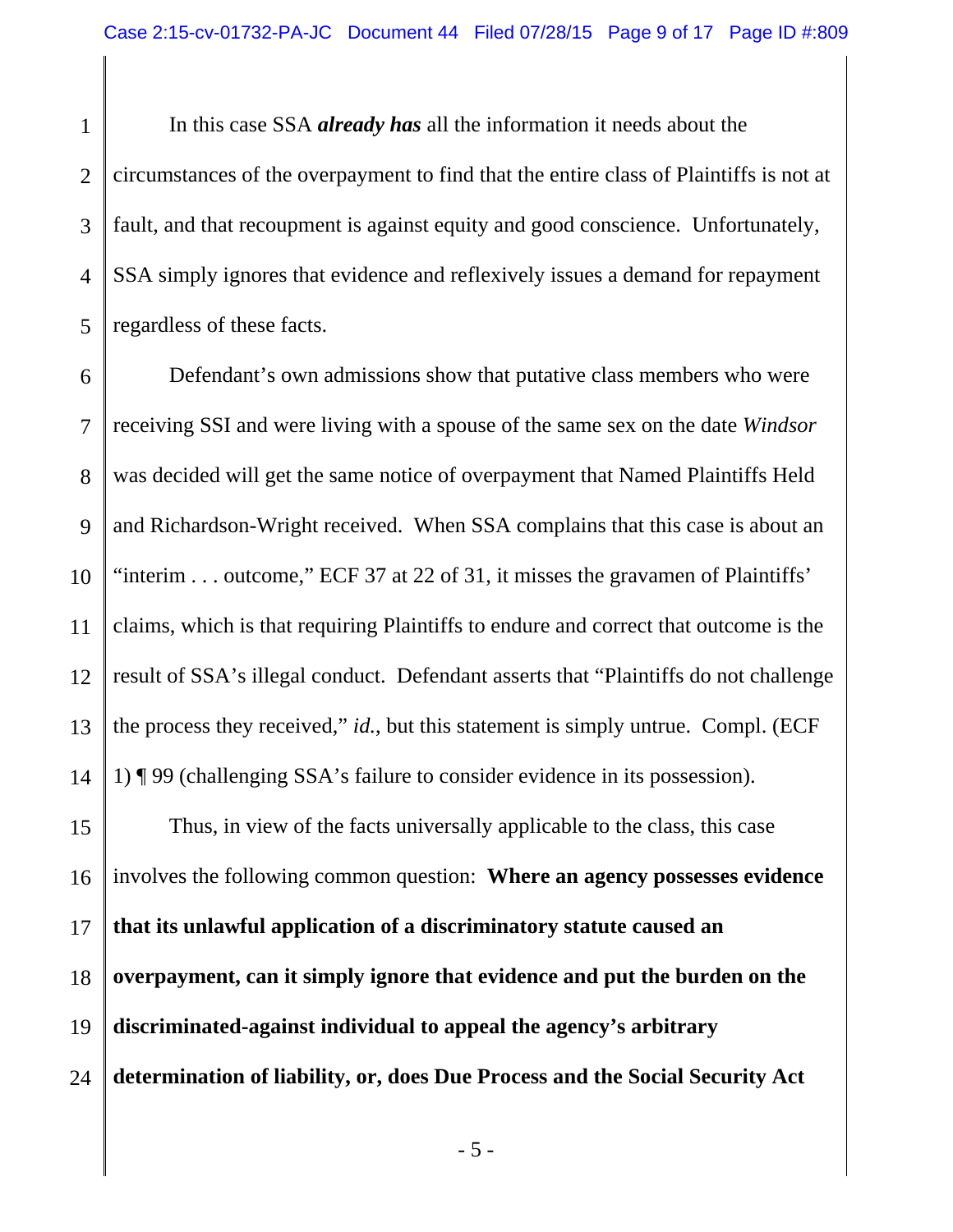In this case SSA ***already has*** all the information it needs about the circumstances of the overpayment to find that the entire class of Plaintiffs is not at fault, and that recoupment is against equity and good conscience. Unfortunately, SSA simply ignores that evidence and reflexively issues a demand for repayment regardless of these facts.

Defendant's own admissions show that putative class members who were receiving SSI and were living with a spouse of the same sex on the date *Windsor* was decided will get the same notice of overpayment that Named Plaintiffs Held and Richardson-Wright received. When SSA complains that this case is about an "interim . . . outcome," ECF 37 at 22 of 31, it misses the gravamen of Plaintiffs' claims, which is that requiring Plaintiffs to endure and correct that outcome is the result of SSA's illegal conduct. Defendant asserts that "Plaintiffs do not challenge the process they received," *id.*, but this statement is simply untrue. Compl. (ECF 1) ¶ 99 (challenging SSA's failure to consider evidence in its possession).

Thus, in view of the facts universally applicable to the class, this case involves the following common question: **Where an agency possesses evidence that its unlawful application of a discriminatory statute caused an overpayment, can it simply ignore that evidence and put the burden on the discriminated-against individual to appeal the agency's arbitrary determination of liability, or, does Due Process and the Social Security Act**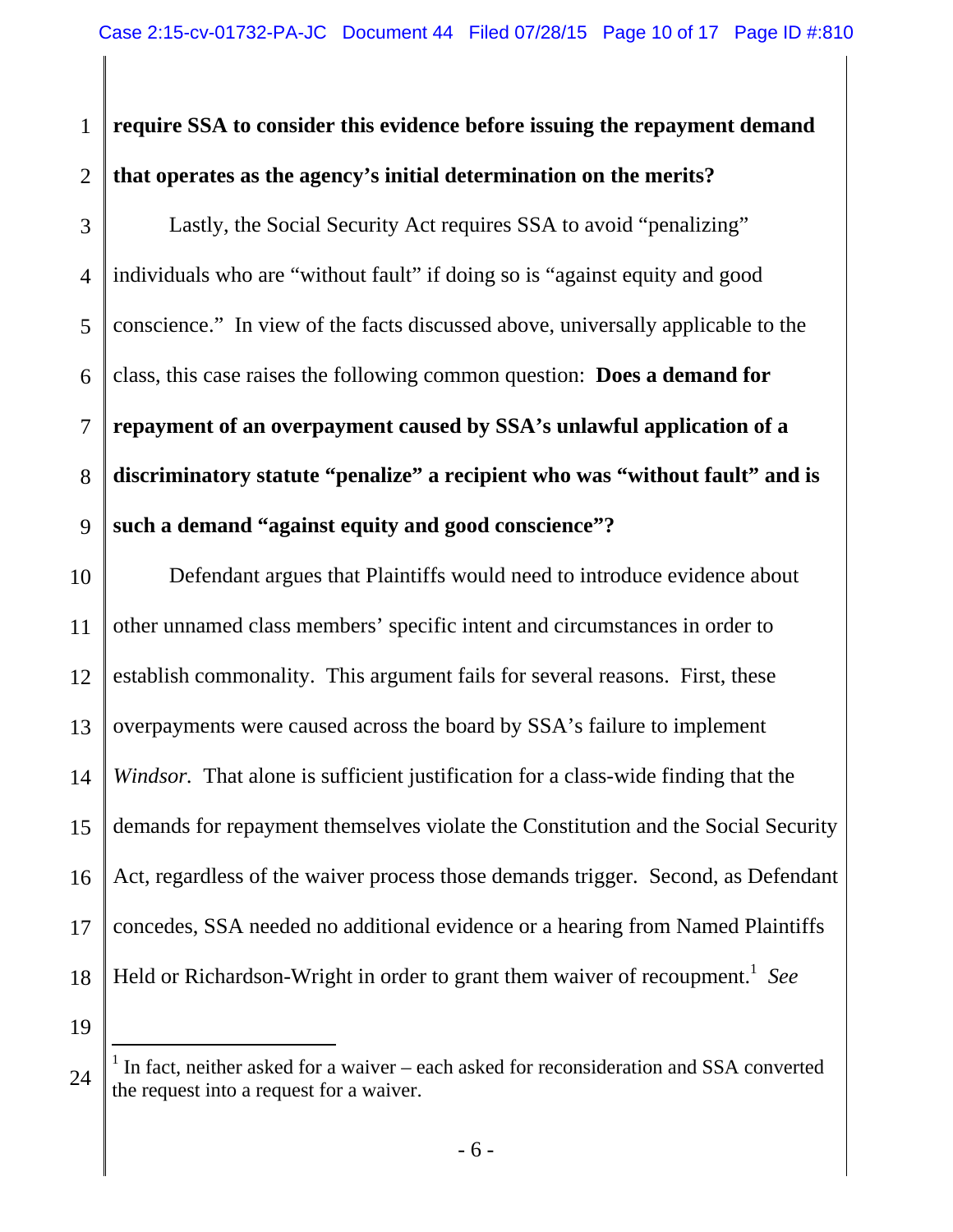**require SSA to consider this evidence before issuing the repayment demand that operates as the agency's initial determination on the merits?**

Lastly, the Social Security Act requires SSA to avoid "penalizing" individuals who are "without fault" if doing so is "against equity and good conscience." In view of the facts discussed above, universally applicable to the class, this case raises the following common question: **Does a demand for repayment of an overpayment caused by SSA's unlawful application of a discriminatory statute "penalize" a recipient who was "without fault" and is such a demand "against equity and good conscience"?**

Defendant argues that Plaintiffs would need to introduce evidence about other unnamed class members' specific intent and circumstances in order to establish commonality. This argument fails for several reasons. First, these overpayments were caused across the board by SSA's failure to implement *Windsor.* That alone is sufficient justification for a class-wide finding that the demands for repayment themselves violate the Constitution and the Social Security Act, regardless of the waiver process those demands trigger. Second, as Defendant concedes, SSA needed no additional evidence or a hearing from Named Plaintiffs Held or Richardson-Wright in order to grant them waiver of recoupment.[1] *See*

[1] In fact, neither asked for a waiver – each asked for reconsideration and SSA converted the request into a request for a waiver.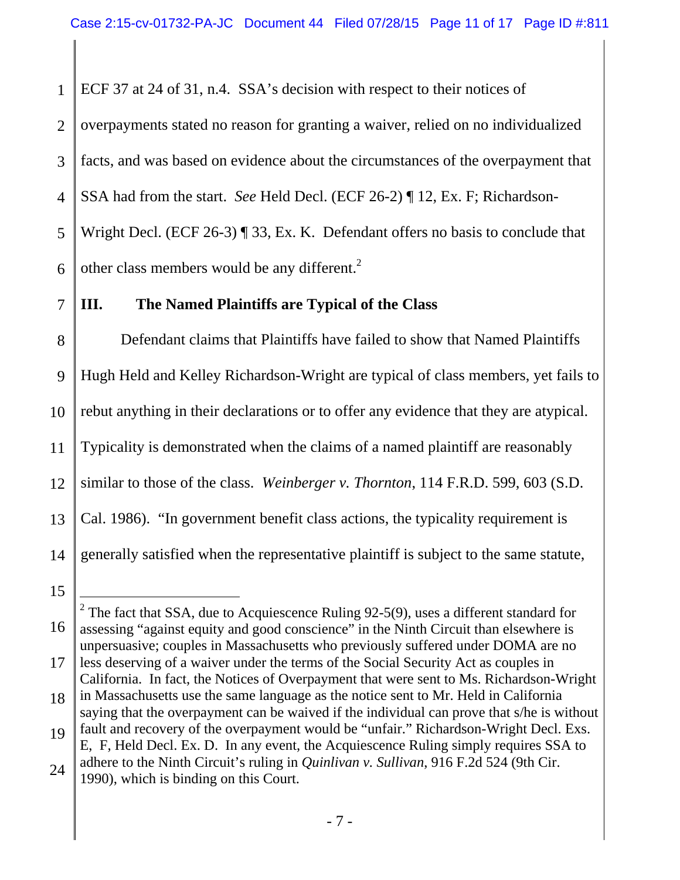ECF 37 at 24 of 31, n.4. SSA's decision with respect to their notices of overpayments stated no reason for granting a waiver, relied on no individualized facts, and was based on evidence about the circumstances of the overpayment that SSA had from the start. *See* Held Decl. (ECF 26-2) ¶ 12, Ex. F; Richardson-Wright Decl. (ECF 26-3) ¶ 33, Ex. K. Defendant offers no basis to conclude that other class members would be any different.[2]

## III. The Named Plaintiffs are Typical of the Class

Defendant claims that Plaintiffs have failed to show that Named Plaintiffs Hugh Held and Kelley Richardson-Wright are typical of class members, yet fails to rebut anything in their declarations or to offer any evidence that they are atypical. Typicality is demonstrated when the claims of a named plaintiff are reasonably similar to those of the class. *Weinberger v. Thornton*, 114 F.R.D. 599, 603 (S.D. Cal. 1986). "In government benefit class actions, the typicality requirement is generally satisfied when the representative plaintiff is subject to the same statute,

---

[2] The fact that SSA, due to Acquiescence Ruling 92-5(9), uses a different standard for assessing "against equity and good conscience" in the Ninth Circuit than elsewhere is unpersuasive; couples in Massachusetts who previously suffered under DOMA are no less deserving of a waiver under the terms of the Social Security Act as couples in California. In fact, the Notices of Overpayment that were sent to Ms. Richardson-Wright in Massachusetts use the same language as the notice sent to Mr. Held in California saying that the overpayment can be waived if the individual can prove that s/he is without fault and recovery of the overpayment would be "unfair." Richardson-Wright Decl. Exs. E, F, Held Decl. Ex. D. In any event, the Acquiescence Ruling simply requires SSA to adhere to the Ninth Circuit's ruling in *Quinlivan v. Sullivan*, 916 F.2d 524 (9th Cir. 1990), which is binding on this Court.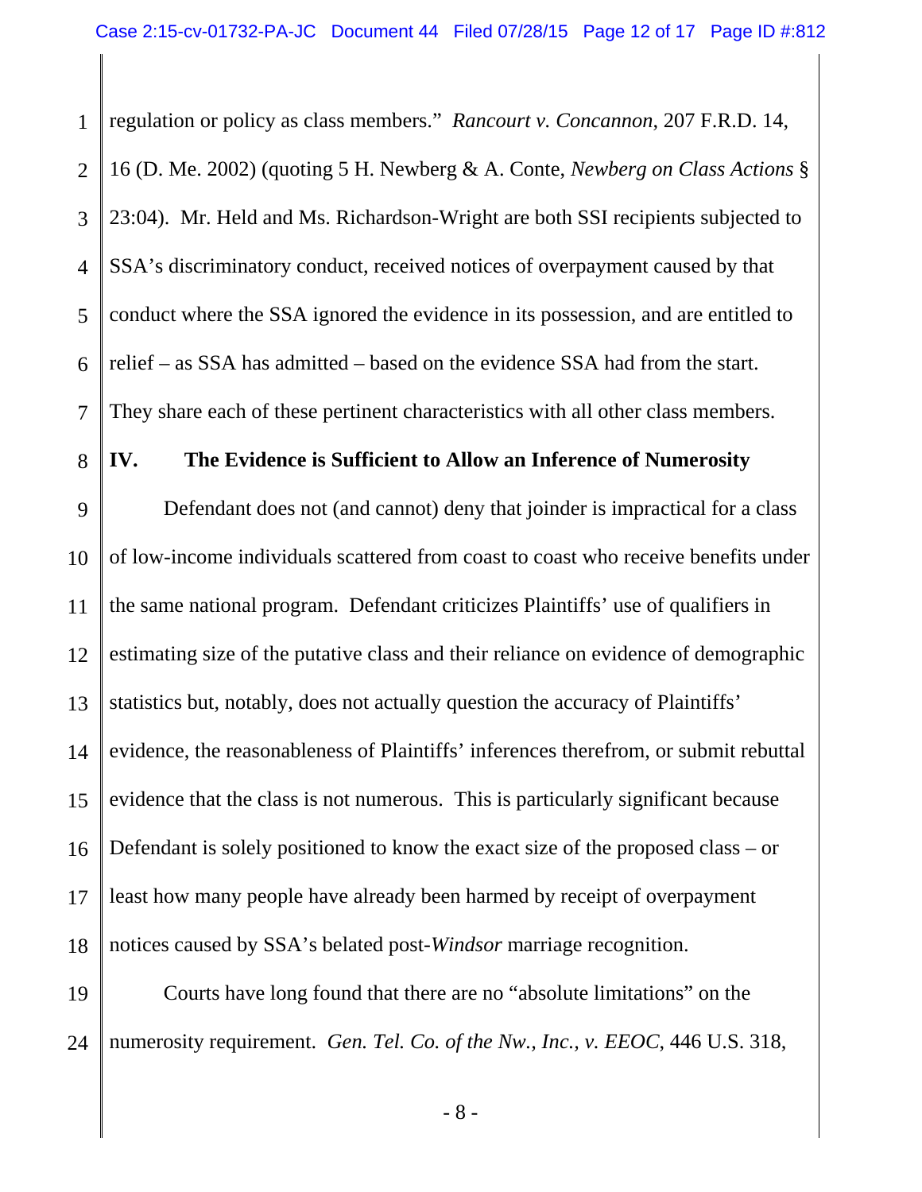regulation or policy as class members." *Rancourt v. Concannon*, 207 F.R.D. 14, 16 (D. Me. 2002) (quoting 5 H. Newberg & A. Conte, *Newberg on Class Actions* § 23:04). Mr. Held and Ms. Richardson-Wright are both SSI recipients subjected to SSA's discriminatory conduct, received notices of overpayment caused by that conduct where the SSA ignored the evidence in its possession, and are entitled to relief – as SSA has admitted – based on the evidence SSA had from the start. They share each of these pertinent characteristics with all other class members.

## IV. The Evidence is Sufficient to Allow an Inference of Numerosity

Defendant does not (and cannot) deny that joinder is impractical for a class of low-income individuals scattered from coast to coast who receive benefits under the same national program. Defendant criticizes Plaintiffs' use of qualifiers in estimating size of the putative class and their reliance on evidence of demographic statistics but, notably, does not actually question the accuracy of Plaintiffs' evidence, the reasonableness of Plaintiffs' inferences therefrom, or submit rebuttal evidence that the class is not numerous. This is particularly significant because Defendant is solely positioned to know the exact size of the proposed class – or least how many people have already been harmed by receipt of overpayment notices caused by SSA's belated post-*Windsor* marriage recognition.

Courts have long found that there are no "absolute limitations" on the numerosity requirement. *Gen. Tel. Co. of the Nw., Inc., v. EEOC*, 446 U.S. 318,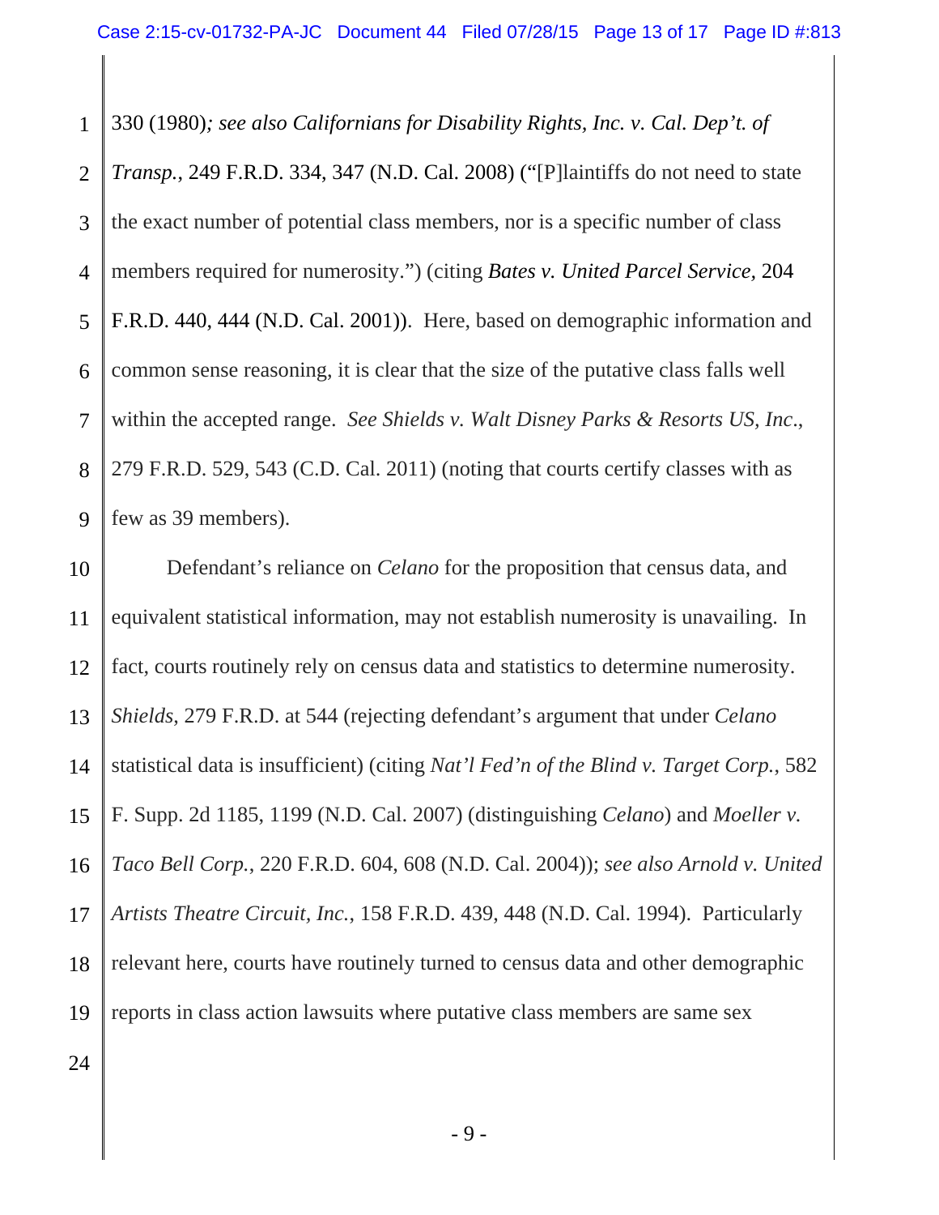330 (1980)*; see also Californians for Disability Rights, Inc. v. Cal. Dep't. of Transp.*, 249 F.R.D. 334, 347 (N.D. Cal. 2008) ("[P]laintiffs do not need to state the exact number of potential class members, nor is a specific number of class members required for numerosity.") (citing *Bates v. United Parcel Service,* 204 F.R.D. 440, 444 (N.D. Cal. 2001)). Here, based on demographic information and common sense reasoning, it is clear that the size of the putative class falls well within the accepted range. *See Shields v. Walt Disney Parks & Resorts US, Inc*., 279 F.R.D. 529, 543 (C.D. Cal. 2011) (noting that courts certify classes with as few as 39 members).

Defendant's reliance on *Celano* for the proposition that census data, and equivalent statistical information, may not establish numerosity is unavailing. In fact, courts routinely rely on census data and statistics to determine numerosity. *Shields*, 279 F.R.D. at 544 (rejecting defendant's argument that under *Celano* statistical data is insufficient) (citing *Nat'l Fed'n of the Blind v. Target Corp.*, 582 F. Supp. 2d 1185, 1199 (N.D. Cal. 2007) (distinguishing *Celano*) and *Moeller v. Taco Bell Corp.*, 220 F.R.D. 604, 608 (N.D. Cal. 2004)); *see also Arnold v. United Artists Theatre Circuit, Inc.*, 158 F.R.D. 439, 448 (N.D. Cal. 1994). Particularly relevant here, courts have routinely turned to census data and other demographic reports in class action lawsuits where putative class members are same sex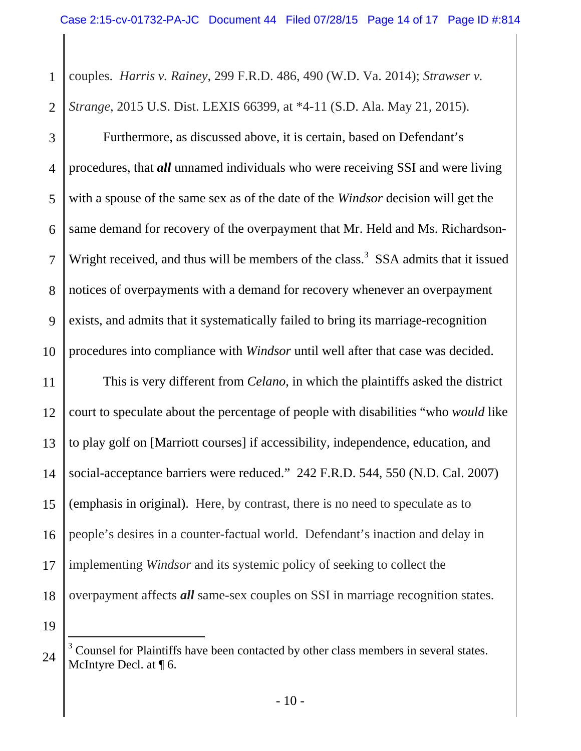couples. *Harris v. Rainey*, 299 F.R.D. 486, 490 (W.D. Va. 2014); *Strawser v. Strange*, 2015 U.S. Dist. LEXIS 66399, at *4-11 (S.D. Ala. May 21, 2015).

Furthermore, as discussed above, it is certain, based on Defendant's procedures, that ***all*** unnamed individuals who were receiving SSI and were living with a spouse of the same sex as of the date of the *Windsor* decision will get the same demand for recovery of the overpayment that Mr. Held and Ms. Richardson-Wright received, and thus will be members of the class.[3] SSA admits that it issued notices of overpayments with a demand for recovery whenever an overpayment exists, and admits that it systematically failed to bring its marriage-recognition procedures into compliance with *Windsor* until well after that case was decided.

This is very different from *Celano*, in which the plaintiffs asked the district court to speculate about the percentage of people with disabilities "who *would* like to play golf on [Marriott courses] if accessibility, independence, education, and social-acceptance barriers were reduced." 242 F.R.D. 544, 550 (N.D. Cal. 2007) (emphasis in original). Here, by contrast, there is no need to speculate as to people's desires in a counter-factual world. Defendant's inaction and delay in implementing *Windsor* and its systemic policy of seeking to collect the overpayment affects ***all*** same-sex couples on SSI in marriage recognition states.

---

[3] Counsel for Plaintiffs have been contacted by other class members in several states. McIntyre Decl. at ¶ 6.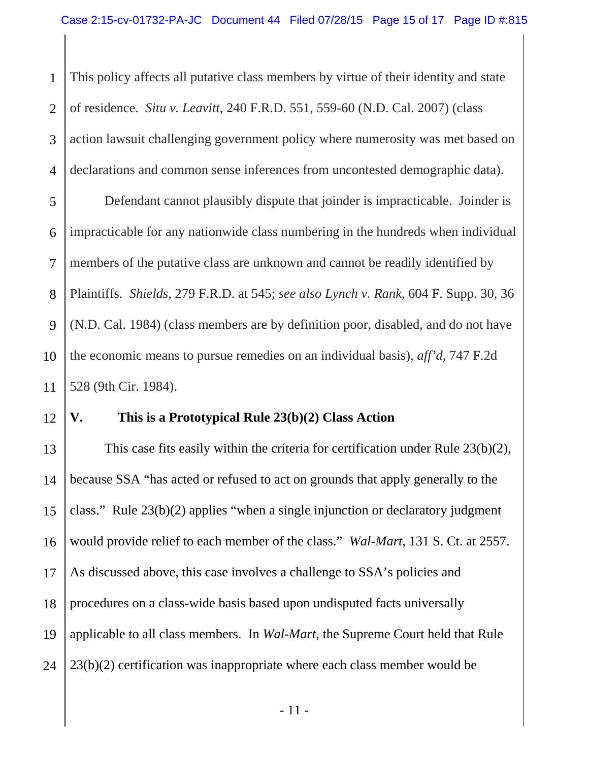This policy affects all putative class members by virtue of their identity and state of residence. *Situ v. Leavitt*, 240 F.R.D. 551, 559-60 (N.D. Cal. 2007) (class action lawsuit challenging government policy where numerosity was met based on declarations and common sense inferences from uncontested demographic data).

Defendant cannot plausibly dispute that joinder is impracticable. Joinder is impracticable for any nationwide class numbering in the hundreds when individual members of the putative class are unknown and cannot be readily identified by Plaintiffs. *Shields*, 279 F.R.D. at 545; *see also Lynch v. Rank*, 604 F. Supp. 30, 36 (N.D. Cal. 1984) (class members are by definition poor, disabled, and do not have the economic means to pursue remedies on an individual basis), *aff'd*, 747 F.2d 528 (9th Cir. 1984).

## V. This is a Prototypical Rule 23(b)(2) Class Action

This case fits easily within the criteria for certification under Rule 23(b)(2), because SSA "has acted or refused to act on grounds that apply generally to the class." Rule 23(b)(2) applies "when a single injunction or declaratory judgment would provide relief to each member of the class." *Wal-Mart*, 131 S. Ct. at 2557. As discussed above, this case involves a challenge to SSA's policies and procedures on a class-wide basis based upon undisputed facts universally applicable to all class members. In *Wal-Mart*, the Supreme Court held that Rule 23(b)(2) certification was inappropriate where each class member would be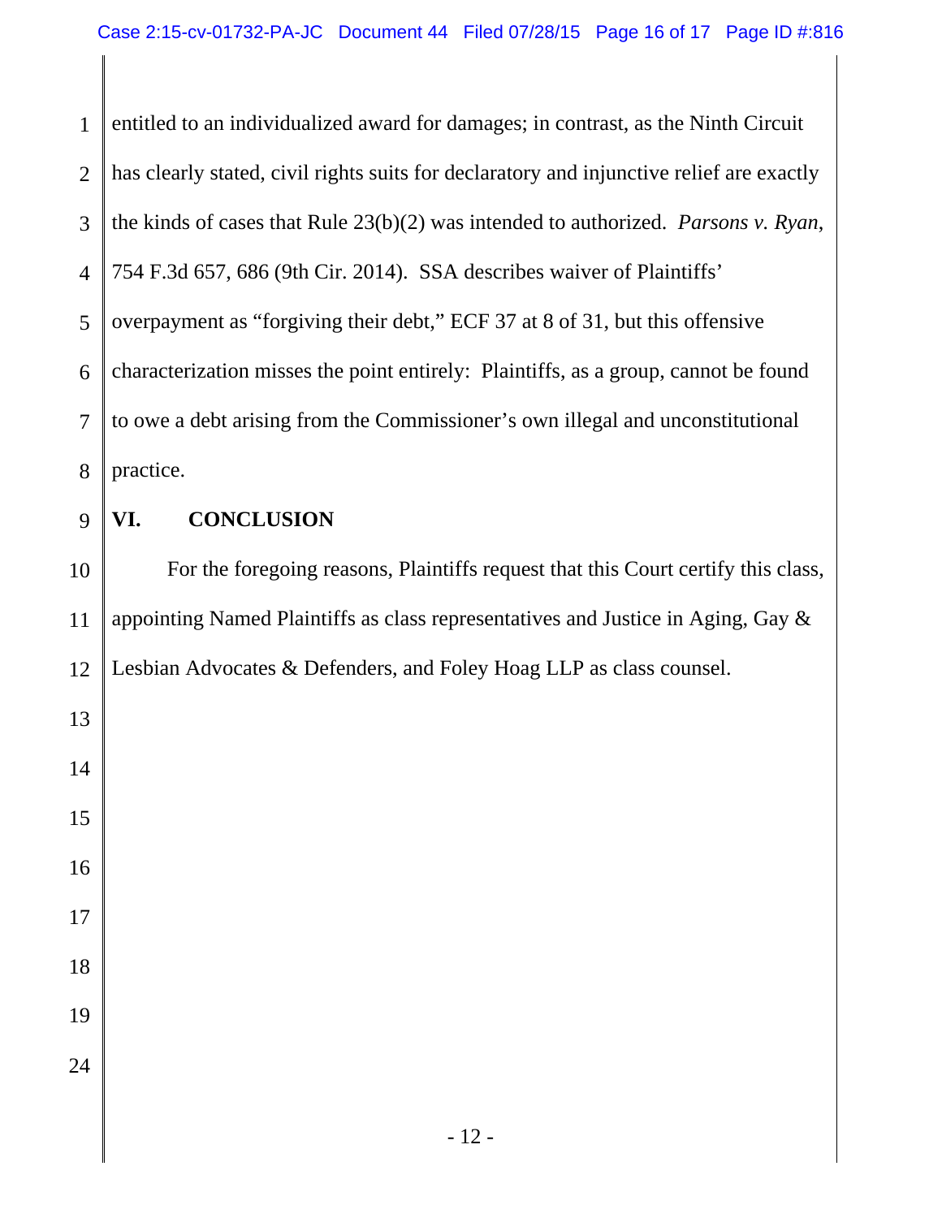entitled to an individualized award for damages; in contrast, as the Ninth Circuit has clearly stated, civil rights suits for declaratory and injunctive relief are exactly the kinds of cases that Rule 23(b)(2) was intended to authorized. *Parsons v. Ryan*, 754 F.3d 657, 686 (9th Cir. 2014). SSA describes waiver of Plaintiffs' overpayment as "forgiving their debt," ECF 37 at 8 of 31, but this offensive characterization misses the point entirely: Plaintiffs, as a group, cannot be found to owe a debt arising from the Commissioner's own illegal and unconstitutional practice.

## VI. CONCLUSION

For the foregoing reasons, Plaintiffs request that this Court certify this class, appointing Named Plaintiffs as class representatives and Justice in Aging, Gay & Lesbian Advocates & Defenders, and Foley Hoag LLP as class counsel.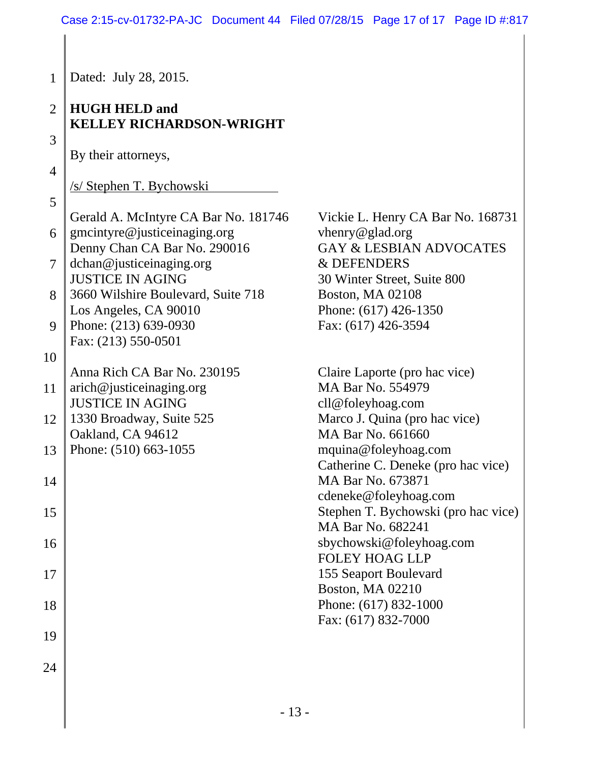Dated: July 28, 2015.

**HUGH HELD and**
**KELLEY RICHARDSON-WRIGHT**

By their attorneys,

/s/ Stephen T. Bychowski

Gerald A. McIntyre CA Bar No. 181746
gmcintyre@justiceinaging.org
Denny Chan CA Bar No. 290016
dchan@justiceinaging.org
JUSTICE IN AGING
3660 Wilshire Boulevard, Suite 718
Los Angeles, CA 90010
Phone: (213) 639-0930
Fax: (213) 550-0501

Anna Rich CA Bar No. 230195
arich@justiceinaging.org
JUSTICE IN AGING
1330 Broadway, Suite 525
Oakland, CA 94612
Phone: (510) 663-1055

Vickie L. Henry CA Bar No. 168731
vhenry@glad.org
GAY & LESBIAN ADVOCATES
& DEFENDERS
30 Winter Street, Suite 800
Boston, MA 02108
Phone: (617) 426-1350
Fax: (617) 426-3594

Claire Laporte (pro hac vice)
MA Bar No. 554979
cll@foleyhoag.com
Marco J. Quina (pro hac vice)
MA Bar No. 661660
mquina@foleyhoag.com
Catherine C. Deneke (pro hac vice)
MA Bar No. 673871
cdeneke@foleyhoag.com
Stephen T. Bychowski (pro hac vice)
MA Bar No. 682241
sbychowski@foleyhoag.com
FOLEY HOAG LLP
155 Seaport Boulevard
Boston, MA 02210
Phone: (617) 832-1000
Fax: (617) 832-7000